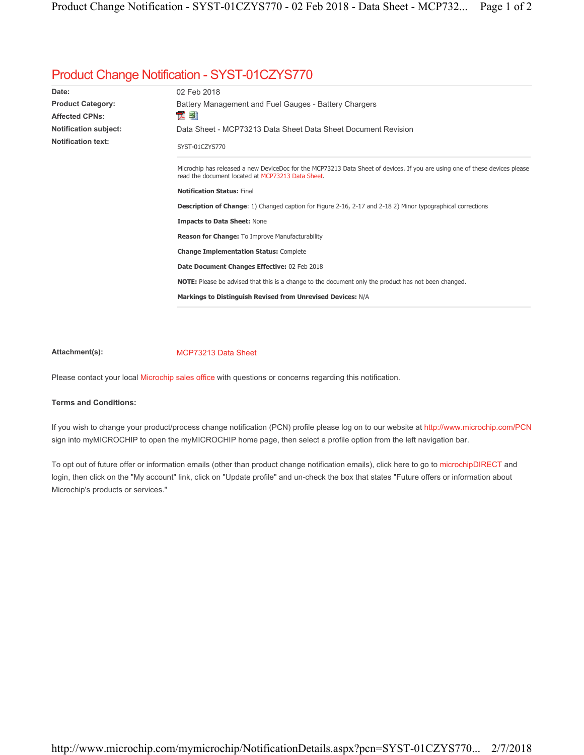# Product Change Notification - SYST-01CZYS770

| | |
|---|---|
| **Date:** | 02 Feb 2018 |
| **Product Category:** | Battery Management and Fuel Gauges - Battery Chargers |
| **Affected CPNs:** | |
| **Notification subject:** | Data Sheet - MCP73213 Data Sheet Data Sheet Document Revision |
| **Notification text:** | SYST-01CZYS770 |

Microchip has released a new DeviceDoc for the MCP73213 Data Sheet of devices. If you are using one of these devices please read the document located at MCP73213 Data Sheet.

**Notification Status:** Final

**Description of Change**: 1) Changed caption for Figure 2-16, 2-17 and 2-18 2) Minor typographical corrections

**Impacts to Data Sheet:** None

**Reason for Change:** To Improve Manufacturability

**Change Implementation Status:** Complete

**Date Document Changes Effective:** 02 Feb 2018

**NOTE:** Please be advised that this is a change to the document only the product has not been changed.

**Markings to Distinguish Revised from Unrevised Devices:** N/A

**Attachment(s):** MCP73213 Data Sheet

Please contact your local Microchip sales office with questions or concerns regarding this notification.

**Terms and Conditions:**

If you wish to change your product/process change notification (PCN) profile please log on to our website at http://www.microchip.com/PCN sign into myMICROCHIP to open the myMICROCHIP home page, then select a profile option from the left navigation bar.

To opt out of future offer or information emails (other than product change notification emails), click here to go to microchipDIRECT and login, then click on the "My account" link, click on "Update profile" and un-check the box that states "Future offers or information about Microchip's products or services."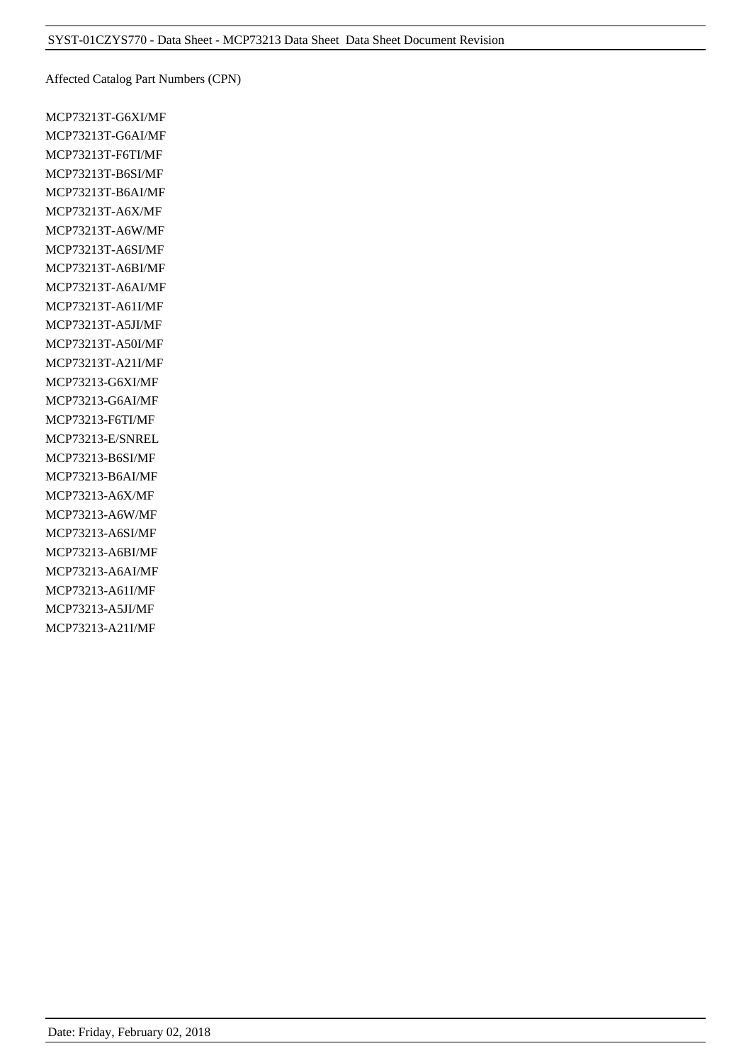Affected Catalog Part Numbers (CPN)

MCP73213T-G6XI/MF
MCP73213T-G6AI/MF
MCP73213T-F6TI/MF
MCP73213T-B6SI/MF
MCP73213T-B6AI/MF
MCP73213T-A6X/MF
MCP73213T-A6W/MF
MCP73213T-A6SI/MF
MCP73213T-A6BI/MF
MCP73213T-A6AI/MF
MCP73213T-A61I/MF
MCP73213T-A5JI/MF
MCP73213T-A50I/MF
MCP73213T-A21I/MF
MCP73213-G6XI/MF
MCP73213-G6AI/MF
MCP73213-F6TI/MF
MCP73213-E/SNREL
MCP73213-B6SI/MF
MCP73213-B6AI/MF
MCP73213-A6X/MF
MCP73213-A6W/MF
MCP73213-A6SI/MF
MCP73213-A6BI/MF
MCP73213-A6AI/MF
MCP73213-A61I/MF
MCP73213-A5JI/MF
MCP73213-A21I/MF